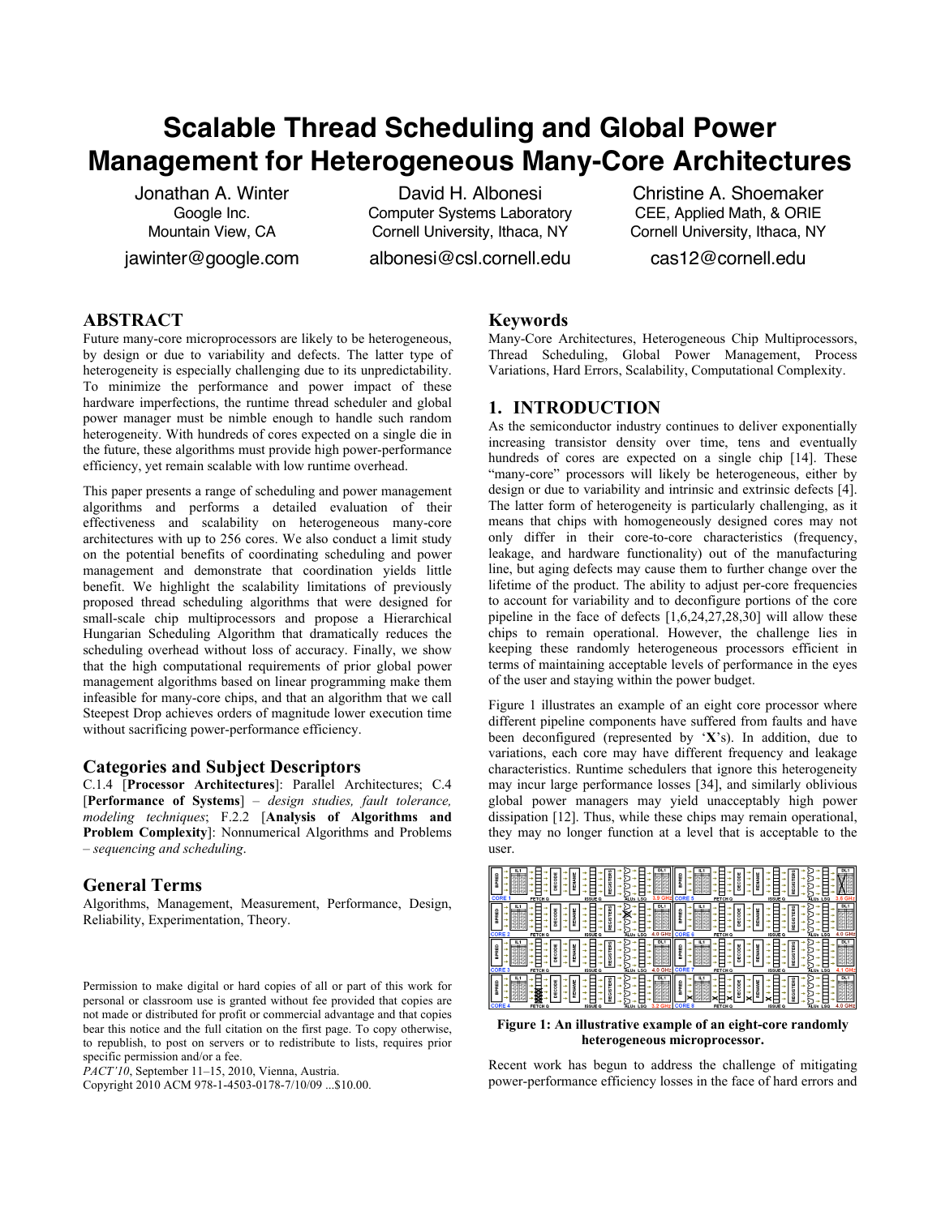# Scalable Thread Scheduling and Global Power Management for Heterogeneous Many-Core Architectures

Jonathan A. Winter
Google Inc.
Mountain View, CA
jawinter@google.com

David H. Albonesi
Computer Systems Laboratory
Cornell University, Ithaca, NY
albonesi@csl.cornell.edu

Christine A. Shoemaker
CEE, Applied Math, & ORIE
Cornell University, Ithaca, NY
cas12@cornell.edu

## ABSTRACT

Future many-core microprocessors are likely to be heterogeneous, by design or due to variability and defects. The latter type of heterogeneity is especially challenging due to its unpredictability. To minimize the performance and power impact of these hardware imperfections, the runtime thread scheduler and global power manager must be nimble enough to handle such random heterogeneity. With hundreds of cores expected on a single die in the future, these algorithms must provide high power-performance efficiency, yet remain scalable with low runtime overhead.

This paper presents a range of scheduling and power management algorithms and performs a detailed evaluation of their effectiveness and scalability on heterogeneous many-core architectures with up to 256 cores. We also conduct a limit study on the potential benefits of coordinating scheduling and power management and demonstrate that coordination yields little benefit. We highlight the scalability limitations of previously proposed thread scheduling algorithms that were designed for small-scale chip multiprocessors and propose a Hierarchical Hungarian Scheduling Algorithm that dramatically reduces the scheduling overhead without loss of accuracy. Finally, we show that the high computational requirements of prior global power management algorithms based on linear programming make them infeasible for many-core chips, and that an algorithm that we call Steepest Drop achieves orders of magnitude lower execution time without sacrificing power-performance efficiency.

### Categories and Subject Descriptors

C.1.4 [**Processor Architectures**]: Parallel Architectures; C.4 [**Performance of Systems**] – *design studies, fault tolerance, modeling techniques*; F.2.2 [**Analysis of Algorithms and Problem Complexity**]: Nonnumerical Algorithms and Problems – *sequencing and scheduling*.

### General Terms

Algorithms, Management, Measurement, Performance, Design, Reliability, Experimentation, Theory.

Permission to make digital or hard copies of all or part of this work for personal or classroom use is granted without fee provided that copies are not made or distributed for profit or commercial advantage and that copies bear this notice and the full citation on the first page. To copy otherwise, to republish, to post on servers or to redistribute to lists, requires prior specific permission and/or a fee.
*PACT'10*, September 11–15, 2010, Vienna, Austria.
Copyright 2010 ACM 978-1-4503-0178-7/10/09 ...$10.00.

### Keywords

Many-Core Architectures, Heterogeneous Chip Multiprocessors, Thread Scheduling, Global Power Management, Process Variations, Hard Errors, Scalability, Computational Complexity.

## 1. INTRODUCTION

As the semiconductor industry continues to deliver exponentially increasing transistor density over time, tens and eventually hundreds of cores are expected on a single chip [14]. These "many-core" processors will likely be heterogeneous, either by design or due to variability and intrinsic and extrinsic defects [4]. The latter form of heterogeneity is particularly challenging, as it means that chips with homogeneously designed cores may not only differ in their core-to-core characteristics (frequency, leakage, and hardware functionality) out of the manufacturing line, but aging defects may cause them to further change over the lifetime of the product. The ability to adjust per-core frequencies to account for variability and to deconfigure portions of the core pipeline in the face of defects [1,6,24,27,28,30] will allow these chips to remain operational. However, the challenge lies in keeping these randomly heterogeneous processors efficient in terms of maintaining acceptable levels of performance in the eyes of the user and staying within the power budget.

Figure 1 illustrates an example of an eight core processor where different pipeline components have suffered from faults and have been deconfigured (represented by '**X**'s). In addition, due to variations, each core may have different frequency and leakage characteristics. Runtime schedulers that ignore this heterogeneity may incur large performance losses [34], and similarly oblivious global power managers may yield unacceptably high power dissipation [12]. Thus, while these chips may remain operational, they may no longer function at a level that is acceptable to the user.

**Figure 1: An illustrative example of an eight-core randomly heterogeneous microprocessor.**

Recent work has begun to address the challenge of mitigating power-performance efficiency losses in the face of hard errors and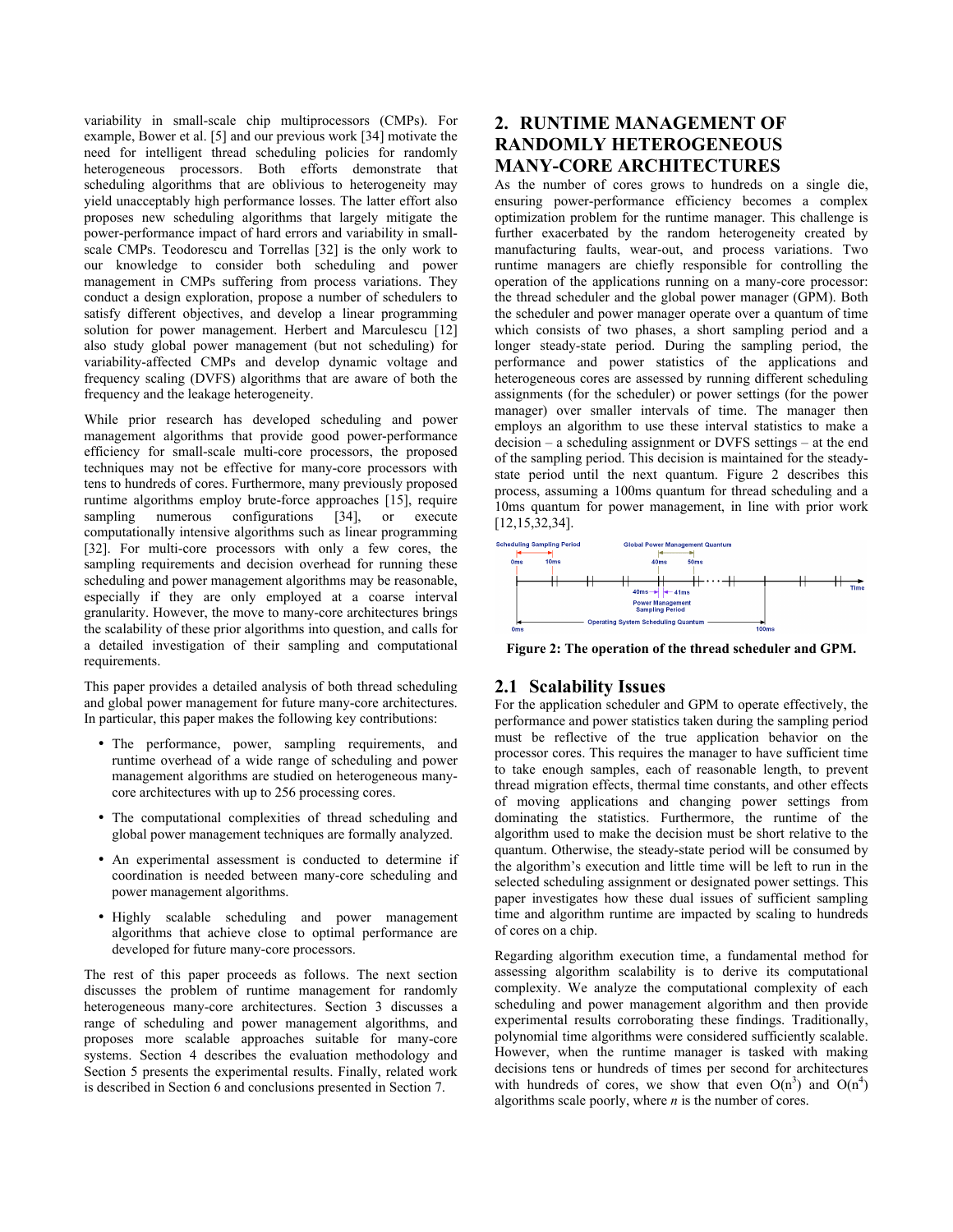variability in small-scale chip multiprocessors (CMPs). For example, Bower et al. [5] and our previous work [34] motivate the need for intelligent thread scheduling policies for randomly heterogeneous processors. Both efforts demonstrate that scheduling algorithms that are oblivious to heterogeneity may yield unacceptably high performance losses. The latter effort also proposes new scheduling algorithms that largely mitigate the power-performance impact of hard errors and variability in small-scale CMPs. Teodorescu and Torrellas [32] is the only work to our knowledge to consider both scheduling and power management in CMPs suffering from process variations. They conduct a design exploration, propose a number of schedulers to satisfy different objectives, and develop a linear programming solution for power management. Herbert and Marculescu [12] also study global power management (but not scheduling) for variability-affected CMPs and develop dynamic voltage and frequency scaling (DVFS) algorithms that are aware of both the frequency and the leakage heterogeneity.

While prior research has developed scheduling and power management algorithms that provide good power-performance efficiency for small-scale multi-core processors, the proposed techniques may not be effective for many-core processors with tens to hundreds of cores. Furthermore, many previously proposed runtime algorithms employ brute-force approaches [15], require sampling numerous configurations [34], or execute computationally intensive algorithms such as linear programming [32]. For multi-core processors with only a few cores, the sampling requirements and decision overhead for running these scheduling and power management algorithms may be reasonable, especially if they are only employed at a coarse interval granularity. However, the move to many-core architectures brings the scalability of these prior algorithms into question, and calls for a detailed investigation of their sampling and computational requirements.

This paper provides a detailed analysis of both thread scheduling and global power management for future many-core architectures. In particular, this paper makes the following key contributions:

- The performance, power, sampling requirements, and runtime overhead of a wide range of scheduling and power management algorithms are studied on heterogeneous many-core architectures with up to 256 processing cores.
- The computational complexities of thread scheduling and global power management techniques are formally analyzed.
- An experimental assessment is conducted to determine if coordination is needed between many-core scheduling and power management algorithms.
- Highly scalable scheduling and power management algorithms that achieve close to optimal performance are developed for future many-core processors.

The rest of this paper proceeds as follows. The next section discusses the problem of runtime management for randomly heterogeneous many-core architectures. Section 3 discusses a range of scheduling and power management algorithms, and proposes more scalable approaches suitable for many-core systems. Section 4 describes the evaluation methodology and Section 5 presents the experimental results. Finally, related work is described in Section 6 and conclusions presented in Section 7.

# 2. RUNTIME MANAGEMENT OF RANDOMLY HETEROGENEOUS MANY-CORE ARCHITECTURES

As the number of cores grows to hundreds on a single die, ensuring power-performance efficiency becomes a complex optimization problem for the runtime manager. This challenge is further exacerbated by the random heterogeneity created by manufacturing faults, wear-out, and process variations. Two runtime managers are chiefly responsible for controlling the operation of the applications running on a many-core processor: the thread scheduler and the global power manager (GPM). Both the scheduler and power manager operate over a quantum of time which consists of two phases, a short sampling period and a longer steady-state period. During the sampling period, the performance and power statistics of the applications and heterogeneous cores are assessed by running different scheduling assignments (for the scheduler) or power settings (for the power manager) over smaller intervals of time. The manager then employs an algorithm to use these interval statistics to make a decision – a scheduling assignment or DVFS settings – at the end of the sampling period. This decision is maintained for the steady-state period until the next quantum. Figure 2 describes this process, assuming a 100ms quantum for thread scheduling and a 10ms quantum for power management, in line with prior work [12,15,32,34].

**Figure 2: The operation of the thread scheduler and GPM.**

## 2.1 Scalability Issues

For the application scheduler and GPM to operate effectively, the performance and power statistics taken during the sampling period must be reflective of the true application behavior on the processor cores. This requires the manager to have sufficient time to take enough samples, each of reasonable length, to prevent thread migration effects, thermal time constants, and other effects of moving applications and changing power settings from dominating the statistics. Furthermore, the runtime of the algorithm used to make the decision must be short relative to the quantum. Otherwise, the steady-state period will be consumed by the algorithm's execution and little time will be left to run in the selected scheduling assignment or designated power settings. This paper investigates how these dual issues of sufficient sampling time and algorithm runtime are impacted by scaling to hundreds of cores on a chip.

Regarding algorithm execution time, a fundamental method for assessing algorithm scalability is to derive its computational complexity. We analyze the computational complexity of each scheduling and power management algorithm and then provide experimental results corroborating these findings. Traditionally, polynomial time algorithms were considered sufficiently scalable. However, when the runtime manager is tasked with making decisions tens or hundreds of times per second for architectures with hundreds of cores, we show that even $O(n^3)$ and $O(n^4)$ algorithms scale poorly, where *n* is the number of cores.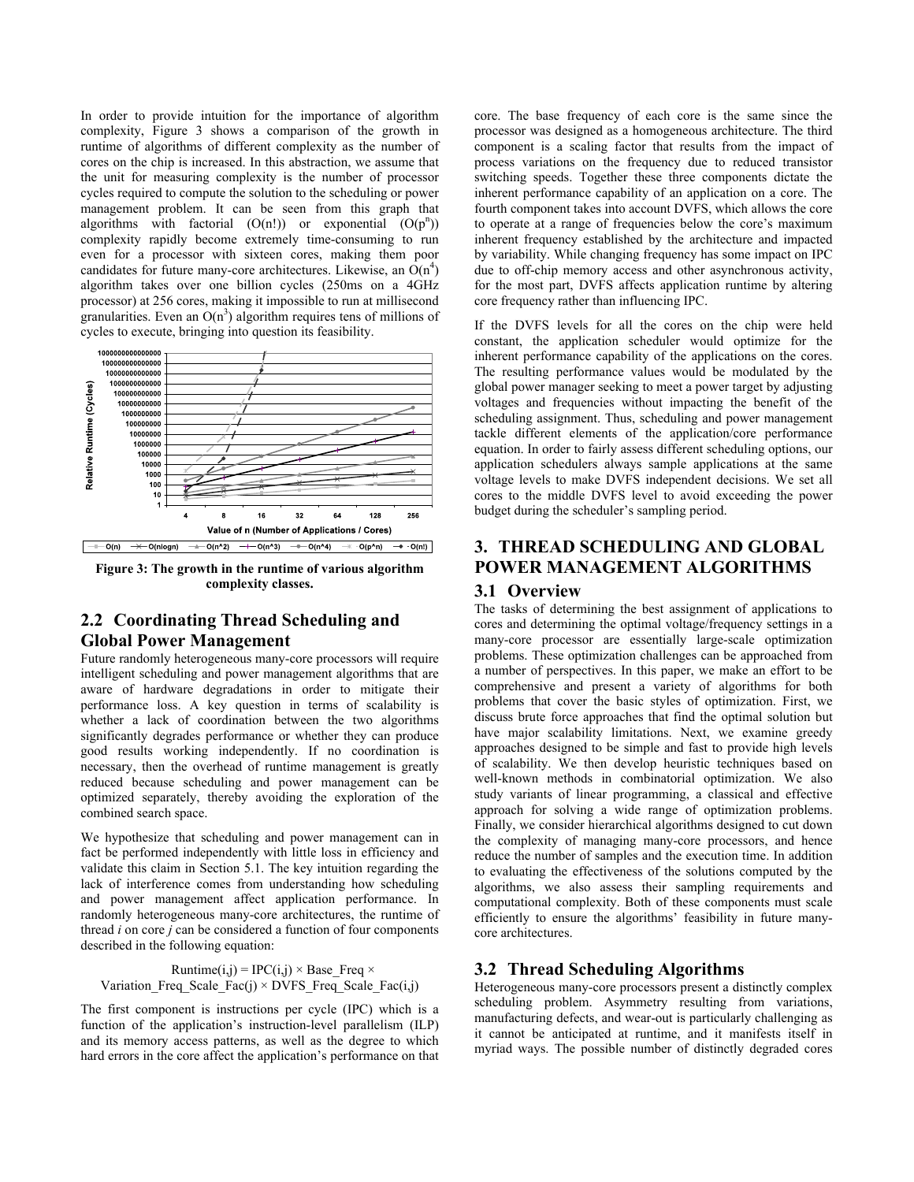In order to provide intuition for the importance of algorithm complexity, Figure 3 shows a comparison of the growth in runtime of algorithms of different complexity as the number of cores on the chip is increased. In this abstraction, we assume that the unit for measuring complexity is the number of processor cycles required to compute the solution to the scheduling or power management problem. It can be seen from this graph that algorithms with factorial ($O(n!)$) or exponential ($O(p^n)$) complexity rapidly become extremely time-consuming to run even for a processor with sixteen cores, making them poor candidates for future many-core architectures. Likewise, an $O(n^4)$ algorithm takes over one billion cycles (250ms on a 4GHz processor) at 256 cores, making it impossible to run at millisecond granularities. Even an $O(n^3)$ algorithm requires tens of millions of cycles to execute, bringing into question its feasibility.

**Figure 3: The growth in the runtime of various algorithm complexity classes.**

## 2.2 Coordinating Thread Scheduling and Global Power Management

Future randomly heterogeneous many-core processors will require intelligent scheduling and power management algorithms that are aware of hardware degradations in order to mitigate their performance loss. A key question in terms of scalability is whether a lack of coordination between the two algorithms significantly degrades performance or whether they can produce good results working independently. If no coordination is necessary, then the overhead of runtime management is greatly reduced because scheduling and power management can be optimized separately, thereby avoiding the exploration of the combined search space.

We hypothesize that scheduling and power management can in fact be performed independently with little loss in efficiency and validate this claim in Section 5.1. The key intuition regarding the lack of interference comes from understanding how scheduling and power management affect application performance. In randomly heterogeneous many-core architectures, the runtime of thread *i* on core *j* can be considered a function of four components described in the following equation:

$$\text{Runtime}(i,j) = \text{IPC}(i,j) \times \text{Base\_Freq} \times \text{Variation\_Freq\_Scale\_Fac}(j) \times \text{DVFS\_Freq\_Scale\_Fac}(i,j)$$

The first component is instructions per cycle (IPC) which is a function of the application's instruction-level parallelism (ILP) and its memory access patterns, as well as the degree to which hard errors in the core affect the application's performance on that core. The base frequency of each core is the same since the processor was designed as a homogeneous architecture. The third component is a scaling factor that results from the impact of process variations on the frequency due to reduced transistor switching speeds. Together these three components dictate the inherent performance capability of an application on a core. The fourth component takes into account DVFS, which allows the core to operate at a range of frequencies below the core's maximum inherent frequency established by the architecture and impacted by variability. While changing frequency has some impact on IPC due to off-chip memory access and other asynchronous activity, for the most part, DVFS affects application runtime by altering core frequency rather than influencing IPC.

If the DVFS levels for all the cores on the chip were held constant, the application scheduler would optimize for the inherent performance capability of the applications on the cores. The resulting performance values would be modulated by the global power manager seeking to meet a power target by adjusting voltages and frequencies without impacting the benefit of the scheduling assignment. Thus, scheduling and power management tackle different elements of the application/core performance equation. In order to fairly assess different scheduling options, our application schedulers always sample applications at the same voltage levels to make DVFS independent decisions. We set all cores to the middle DVFS level to avoid exceeding the power budget during the scheduler's sampling period.

# 3. THREAD SCHEDULING AND GLOBAL POWER MANAGEMENT ALGORITHMS

## 3.1 Overview

The tasks of determining the best assignment of applications to cores and determining the optimal voltage/frequency settings in a many-core processor are essentially large-scale optimization problems. These optimization challenges can be approached from a number of perspectives. In this paper, we make an effort to be comprehensive and present a variety of algorithms for both problems that cover the basic styles of optimization. First, we discuss brute force approaches that find the optimal solution but have major scalability limitations. Next, we examine greedy approaches designed to be simple and fast to provide high levels of scalability. We then develop heuristic techniques based on well-known methods in combinatorial optimization. We also study variants of linear programming, a classical and effective approach for solving a wide range of optimization problems. Finally, we consider hierarchical algorithms designed to cut down the complexity of managing many-core processors, and hence reduce the number of samples and the execution time. In addition to evaluating the effectiveness of the solutions computed by the algorithms, we also assess their sampling requirements and computational complexity. Both of these components must scale efficiently to ensure the algorithms' feasibility in future many-core architectures.

## 3.2 Thread Scheduling Algorithms

Heterogeneous many-core processors present a distinctly complex scheduling problem. Asymmetry resulting from variations, manufacturing defects, and wear-out is particularly challenging as it cannot be anticipated at runtime, and it manifests itself in myriad ways. The possible number of distinctly degraded cores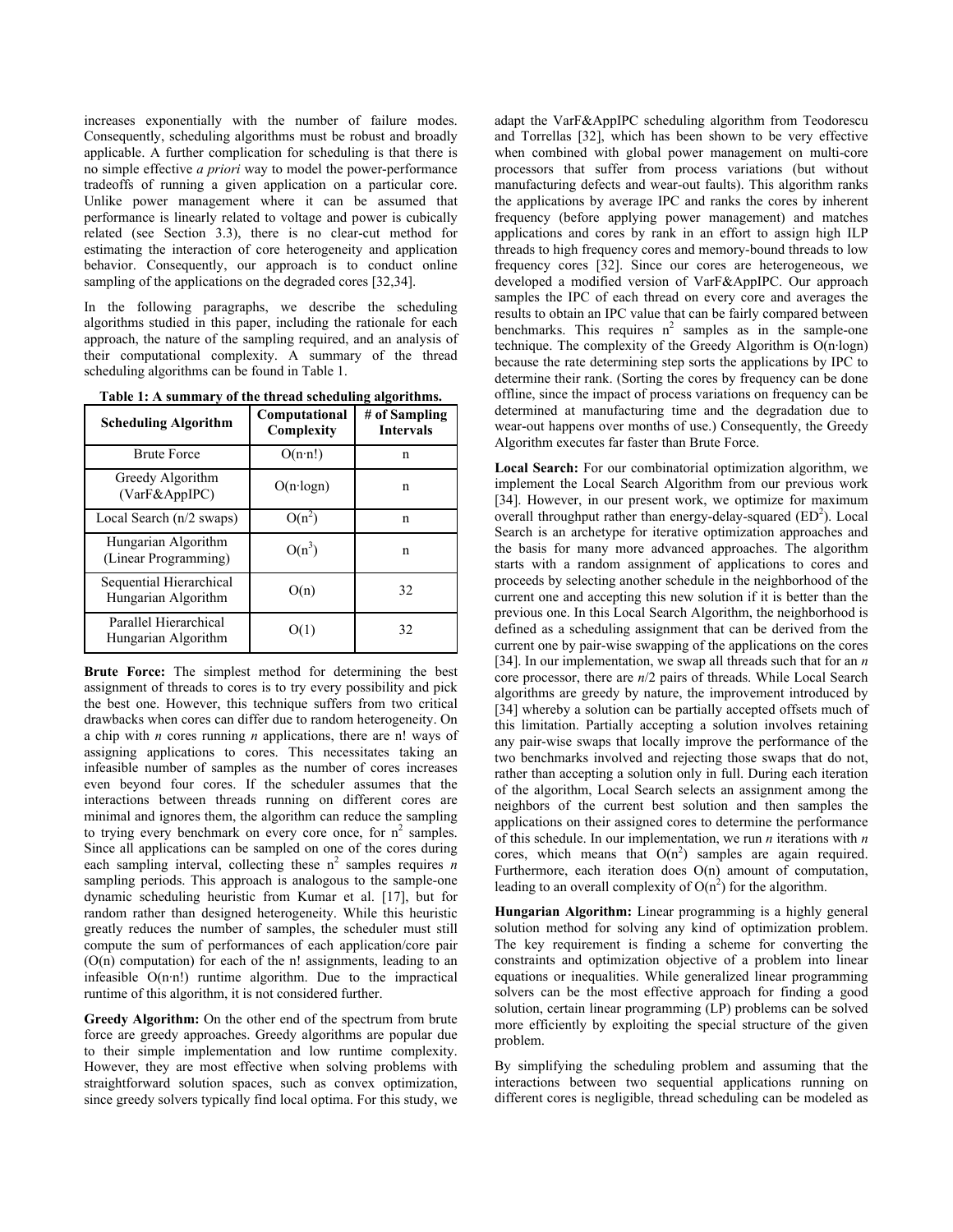increases exponentially with the number of failure modes. Consequently, scheduling algorithms must be robust and broadly applicable. A further complication for scheduling is that there is no simple effective *a priori* way to model the power-performance tradeoffs of running a given application on a particular core. Unlike power management where it can be assumed that performance is linearly related to voltage and power is cubically related (see Section 3.3), there is no clear-cut method for estimating the interaction of core heterogeneity and application behavior. Consequently, our approach is to conduct online sampling of the applications on the degraded cores [32,34].

In the following paragraphs, we describe the scheduling algorithms studied in this paper, including the rationale for each approach, the nature of the sampling required, and an analysis of their computational complexity. A summary of the thread scheduling algorithms can be found in Table 1.

**Table 1: A summary of the thread scheduling algorithms.**

| Scheduling Algorithm | Computational Complexity | # of Sampling Intervals |
|---|---|---|
| Brute Force | $O(n \cdot n!)$ | n |
| Greedy Algorithm (VarF&AppIPC) | $O(n \cdot \log n)$ | n |
| Local Search (n/2 swaps) | $O(n^2)$ | n |
| Hungarian Algorithm (Linear Programming) | $O(n^3)$ | n |
| Sequential Hierarchical Hungarian Algorithm | $O(n)$ | 32 |
| Parallel Hierarchical Hungarian Algorithm | $O(1)$ | 32 |

**Brute Force:** The simplest method for determining the best assignment of threads to cores is to try every possibility and pick the best one. However, this technique suffers from two critical drawbacks when cores can differ due to random heterogeneity. On a chip with *n* cores running *n* applications, there are n! ways of assigning applications to cores. This necessitates taking an infeasible number of samples as the number of cores increases even beyond four cores. If the scheduler assumes that the interactions between threads running on different cores are minimal and ignores them, the algorithm can reduce the sampling to trying every benchmark on every core once, for $n^2$ samples. Since all applications can be sampled on one of the cores during each sampling interval, collecting these $n^2$ samples requires *n* sampling periods. This approach is analogous to the sample-one dynamic scheduling heuristic from Kumar et al. [17], but for random rather than designed heterogeneity. While this heuristic greatly reduces the number of samples, the scheduler must still compute the sum of performances of each application/core pair ($O(n)$ computation) for each of the n! assignments, leading to an infeasible $O(n \cdot n!)$ runtime algorithm. Due to the impractical runtime of this algorithm, it is not considered further.

**Greedy Algorithm:** On the other end of the spectrum from brute force are greedy approaches. Greedy algorithms are popular due to their simple implementation and low runtime complexity. However, they are most effective when solving problems with straightforward solution spaces, such as convex optimization, since greedy solvers typically find local optima. For this study, we adapt the VarF&AppIPC scheduling algorithm from Teodorescu and Torrellas [32], which has been shown to be very effective when combined with global power management on multi-core processors that suffer from process variations (but without manufacturing defects and wear-out faults). This algorithm ranks the applications by average IPC and ranks the cores by inherent frequency (before applying power management) and matches applications and cores by rank in an effort to assign high ILP threads to high frequency cores and memory-bound threads to low frequency cores [32]. Since our cores are heterogeneous, we developed a modified version of VarF&AppIPC. Our approach samples the IPC of each thread on every core and averages the results to obtain an IPC value that can be fairly compared between benchmarks. This requires $n^2$ samples as in the sample-one technique. The complexity of the Greedy Algorithm is $O(n \cdot \log n)$ because the rate determining step sorts the applications by IPC to determine their rank. (Sorting the cores by frequency can be done offline, since the impact of process variations on frequency can be determined at manufacturing time and the degradation due to wear-out happens over months of use.) Consequently, the Greedy Algorithm executes far faster than Brute Force.

**Local Search:** For our combinatorial optimization algorithm, we implement the Local Search Algorithm from our previous work [34]. However, in our present work, we optimize for maximum overall throughput rather than energy-delay-squared ($ED^2$). Local Search is an archetype for iterative optimization approaches and the basis for many more advanced approaches. The algorithm starts with a random assignment of applications to cores and proceeds by selecting another schedule in the neighborhood of the current one and accepting this new solution if it is better than the previous one. In this Local Search Algorithm, the neighborhood is defined as a scheduling assignment that can be derived from the current one by pair-wise swapping of the applications on the cores [34]. In our implementation, we swap all threads such that for an *n* core processor, there are *n*/2 pairs of threads. While Local Search algorithms are greedy by nature, the improvement introduced by [34] whereby a solution can be partially accepted offsets much of this limitation. Partially accepting a solution involves retaining any pair-wise swaps that locally improve the performance of the two benchmarks involved and rejecting those swaps that do not, rather than accepting a solution only in full. During each iteration of the algorithm, Local Search selects an assignment among the neighbors of the current best solution and then samples the applications on their assigned cores to determine the performance of this schedule. In our implementation, we run *n* iterations with *n* cores, which means that $O(n^2)$ samples are again required. Furthermore, each iteration does $O(n)$ amount of computation, leading to an overall complexity of $O(n^2)$ for the algorithm.

**Hungarian Algorithm:** Linear programming is a highly general solution method for solving any kind of optimization problem. The key requirement is finding a scheme for converting the constraints and optimization objective of a problem into linear equations or inequalities. While generalized linear programming solvers can be the most effective approach for finding a good solution, certain linear programming (LP) problems can be solved more efficiently by exploiting the special structure of the given problem.

By simplifying the scheduling problem and assuming that the interactions between two sequential applications running on different cores is negligible, thread scheduling can be modeled as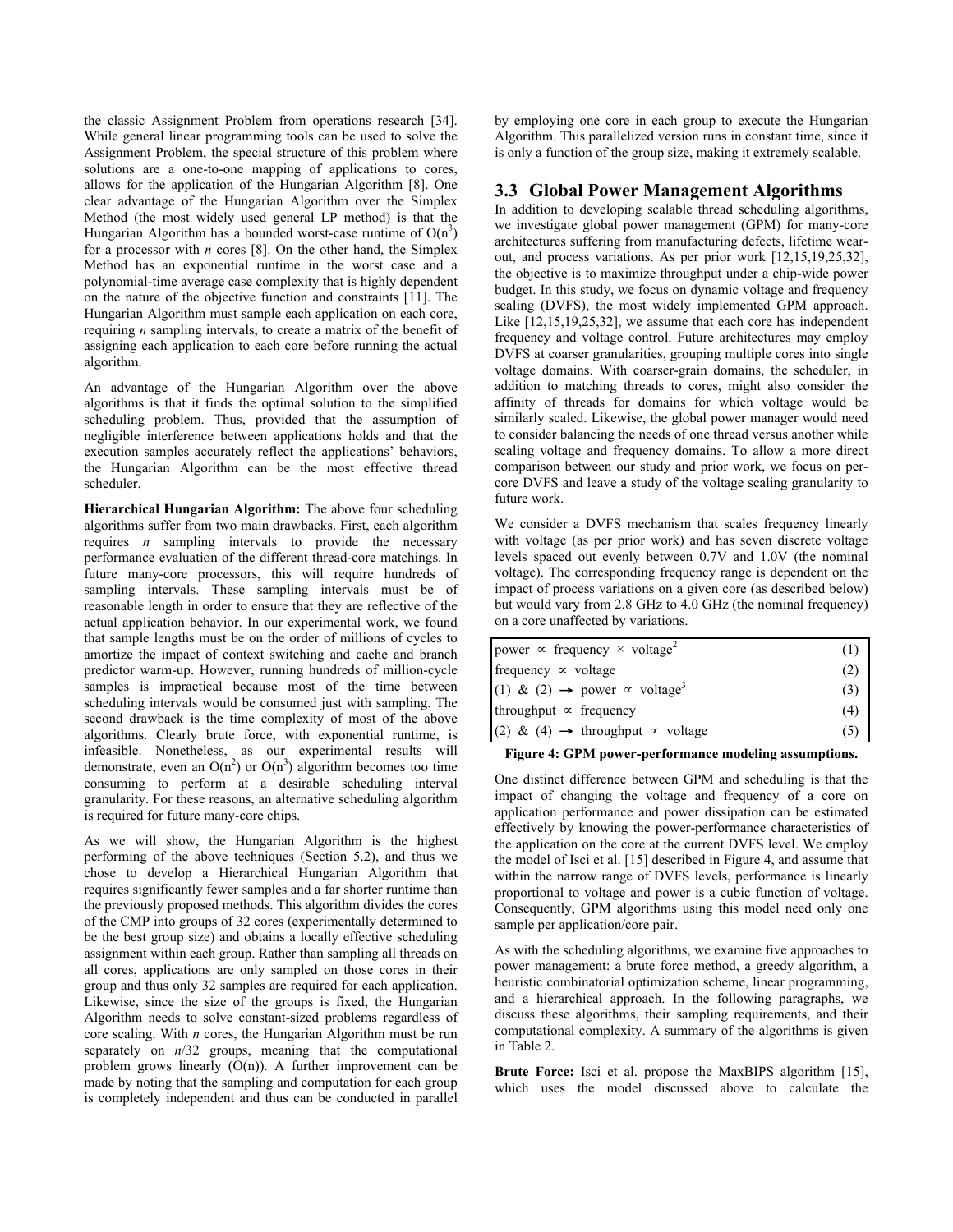the classic Assignment Problem from operations research [34]. While general linear programming tools can be used to solve the Assignment Problem, the special structure of this problem where solutions are a one-to-one mapping of applications to cores, allows for the application of the Hungarian Algorithm [8]. One clear advantage of the Hungarian Algorithm over the Simplex Method (the most widely used general LP method) is that the Hungarian Algorithm has a bounded worst-case runtime of $O(n^3)$ for a processor with *n* cores [8]. On the other hand, the Simplex Method has an exponential runtime in the worst case and a polynomial-time average case complexity that is highly dependent on the nature of the objective function and constraints [11]. The Hungarian Algorithm must sample each application on each core, requiring *n* sampling intervals, to create a matrix of the benefit of assigning each application to each core before running the actual algorithm.

An advantage of the Hungarian Algorithm over the above algorithms is that it finds the optimal solution to the simplified scheduling problem. Thus, provided that the assumption of negligible interference between applications holds and that the execution samples accurately reflect the applications' behaviors, the Hungarian Algorithm can be the most effective thread scheduler.

**Hierarchical Hungarian Algorithm:** The above four scheduling algorithms suffer from two main drawbacks. First, each algorithm requires *n* sampling intervals to provide the necessary performance evaluation of the different thread-core matchings. In future many-core processors, this will require hundreds of sampling intervals. These sampling intervals must be of reasonable length in order to ensure that they are reflective of the actual application behavior. In our experimental work, we found that sample lengths must be on the order of millions of cycles to amortize the impact of context switching and cache and branch predictor warm-up. However, running hundreds of million-cycle samples is impractical because most of the time between scheduling intervals would be consumed just with sampling. The second drawback is the time complexity of most of the above algorithms. Clearly brute force, with exponential runtime, is infeasible. Nonetheless, as our experimental results will demonstrate, even an $O(n^2)$ or $O(n^3)$ algorithm becomes too time consuming to perform at a desirable scheduling interval granularity. For these reasons, an alternative scheduling algorithm is required for future many-core chips.

As we will show, the Hungarian Algorithm is the highest performing of the above techniques (Section 5.2), and thus we chose to develop a Hierarchical Hungarian Algorithm that requires significantly fewer samples and a far shorter runtime than the previously proposed methods. This algorithm divides the cores of the CMP into groups of 32 cores (experimentally determined to be the best group size) and obtains a locally effective scheduling assignment within each group. Rather than sampling all threads on all cores, applications are only sampled on those cores in their group and thus only 32 samples are required for each application. Likewise, since the size of the groups is fixed, the Hungarian Algorithm needs to solve constant-sized problems regardless of core scaling. With *n* cores, the Hungarian Algorithm must be run separately on *n*/32 groups, meaning that the computational problem grows linearly (O(n)). A further improvement can be made by noting that the sampling and computation for each group is completely independent and thus can be conducted in parallel by employing one core in each group to execute the Hungarian Algorithm. This parallelized version runs in constant time, since it is only a function of the group size, making it extremely scalable.

### 3.3 Global Power Management Algorithms

In addition to developing scalable thread scheduling algorithms, we investigate global power management (GPM) for many-core architectures suffering from manufacturing defects, lifetime wear-out, and process variations. As per prior work [12,15,19,25,32], the objective is to maximize throughput under a chip-wide power budget. In this study, we focus on dynamic voltage and frequency scaling (DVFS), the most widely implemented GPM approach. Like [12,15,19,25,32], we assume that each core has independent frequency and voltage control. Future architectures may employ DVFS at coarser granularities, grouping multiple cores into single voltage domains. With coarser-grain domains, the scheduler, in addition to matching threads to cores, might also consider the affinity of threads for domains for which voltage would be similarly scaled. Likewise, the global power manager would need to consider balancing the needs of one thread versus another while scaling voltage and frequency domains. To allow a more direct comparison between our study and prior work, we focus on per-core DVFS and leave a study of the voltage scaling granularity to future work.

We consider a DVFS mechanism that scales frequency linearly with voltage (as per prior work) and has seven discrete voltage levels spaced out evenly between 0.7V and 1.0V (the nominal voltage). The corresponding frequency range is dependent on the impact of process variations on a given core (as described below) but would vary from 2.8 GHz to 4.0 GHz (the nominal frequency) on a core unaffected by variations.

| | |
|---|---|
| power $\propto$ frequency $\times$ voltage$^2$ | (1) |
| frequency $\propto$ voltage | (2) |
| (1) & (2) $\rightarrow$ power $\propto$ voltage$^3$ | (3) |
| throughput $\propto$ frequency | (4) |
| (2) & (4) $\rightarrow$ throughput $\propto$ voltage | (5) |

**Figure 4: GPM power-performance modeling assumptions.**

One distinct difference between GPM and scheduling is that the impact of changing the voltage and frequency of a core on application performance and power dissipation can be estimated effectively by knowing the power-performance characteristics of the application on the core at the current DVFS level. We employ the model of Isci et al. [15] described in Figure 4, and assume that within the narrow range of DVFS levels, performance is linearly proportional to voltage and power is a cubic function of voltage. Consequently, GPM algorithms using this model need only one sample per application/core pair.

As with the scheduling algorithms, we examine five approaches to power management: a brute force method, a greedy algorithm, a heuristic combinatorial optimization scheme, linear programming, and a hierarchical approach. In the following paragraphs, we discuss these algorithms, their sampling requirements, and their computational complexity. A summary of the algorithms is given in Table 2.

**Brute Force:** Isci et al. propose the MaxBIPS algorithm [15], which uses the model discussed above to calculate the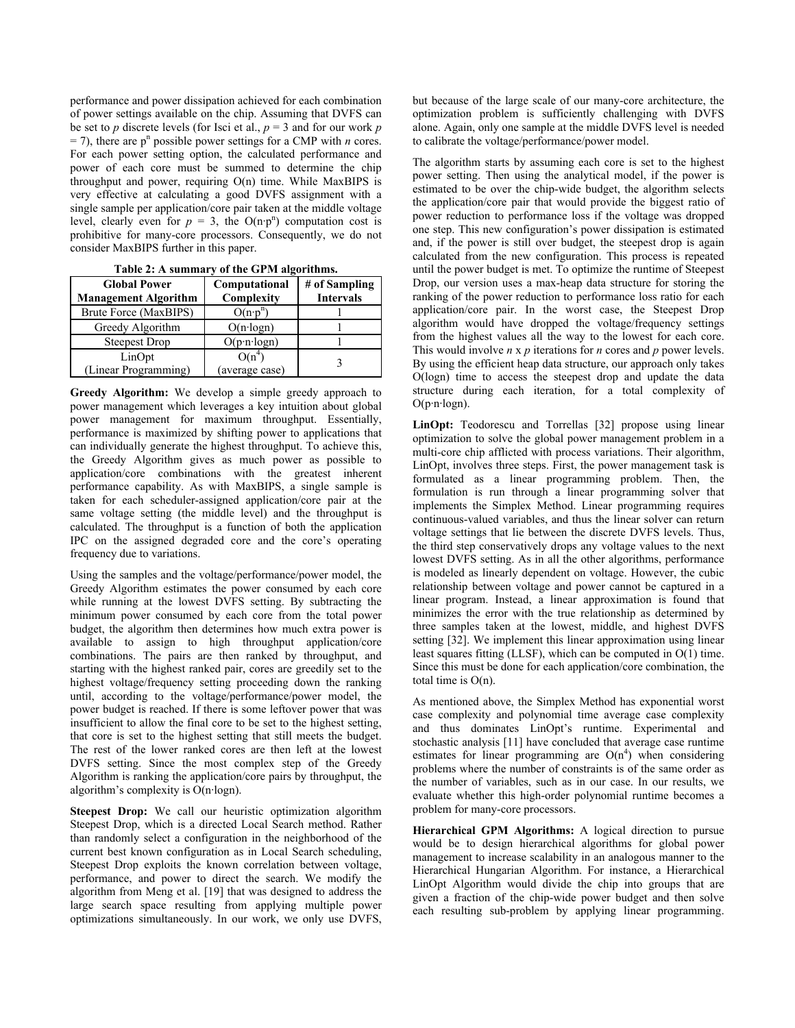performance and power dissipation achieved for each combination of power settings available on the chip. Assuming that DVFS can be set to $p$ discrete levels (for Isci et al., $p = 3$ and for our work $p = 7$), there are $p^n$ possible power settings for a CMP with $n$ cores. For each power setting option, the calculated performance and power of each core must be summed to determine the chip throughput and power, requiring O(n) time. While MaxBIPS is very effective at calculating a good DVFS assignment with a single sample per application/core pair taken at the middle voltage level, clearly even for $p = 3$, the $O(n \cdot p^n)$ computation cost is prohibitive for many-core processors. Consequently, we do not consider MaxBIPS further in this paper.

**Table 2: A summary of the GPM algorithms.**

| Global Power Management Algorithm | Computational Complexity | # of Sampling Intervals |
|---|---|---|
| Brute Force (MaxBIPS) | $O(n \cdot p^n)$ | 1 |
| Greedy Algorithm | $O(n \cdot \log n)$ | 1 |
| Steepest Drop | $O(p \cdot n \cdot \log n)$ | 1 |
| LinOpt (Linear Programming) | $O(n^4)$ (average case) | 3 |

**Greedy Algorithm:** We develop a simple greedy approach to power management which leverages a key intuition about global power management for maximum throughput. Essentially, performance is maximized by shifting power to applications that can individually generate the highest throughput. To achieve this, the Greedy Algorithm gives as much power as possible to application/core combinations with the greatest inherent performance capability. As with MaxBIPS, a single sample is taken for each scheduler-assigned application/core pair at the same voltage setting (the middle level) and the throughput is calculated. The throughput is a function of both the application IPC on the assigned degraded core and the core's operating frequency due to variations.

Using the samples and the voltage/performance/power model, the Greedy Algorithm estimates the power consumed by each core while running at the lowest DVFS setting. By subtracting the minimum power consumed by each core from the total power budget, the algorithm then determines how much extra power is available to assign to high throughput application/core combinations. The pairs are then ranked by throughput, and starting with the highest ranked pair, cores are greedily set to the highest voltage/frequency setting proceeding down the ranking until, according to the voltage/performance/power model, the power budget is reached. If there is some leftover power that was insufficient to allow the final core to be set to the highest setting, that core is set to the highest setting that still meets the budget. The rest of the lower ranked cores are then left at the lowest DVFS setting. Since the most complex step of the Greedy Algorithm is ranking the application/core pairs by throughput, the algorithm's complexity is $O(n \cdot \log n)$.

**Steepest Drop:** We call our heuristic optimization algorithm Steepest Drop, which is a directed Local Search method. Rather than randomly select a configuration in the neighborhood of the current best known configuration as in Local Search scheduling, Steepest Drop exploits the known correlation between voltage, performance, and power to direct the search. We modify the algorithm from Meng et al. [19] that was designed to address the large search space resulting from applying multiple power optimizations simultaneously. In our work, we only use DVFS, but because of the large scale of our many-core architecture, the optimization problem is sufficiently challenging with DVFS alone. Again, only one sample at the middle DVFS level is needed to calibrate the voltage/performance/power model.

The algorithm starts by assuming each core is set to the highest power setting. Then using the analytical model, if the power is estimated to be over the chip-wide budget, the algorithm selects the application/core pair that would provide the biggest ratio of power reduction to performance loss if the voltage was dropped one step. This new configuration's power dissipation is estimated and, if the power is still over budget, the steepest drop is again calculated from the new configuration. This process is repeated until the power budget is met. To optimize the runtime of Steepest Drop, our version uses a max-heap data structure for storing the ranking of the power reduction to performance loss ratio for each application/core pair. In the worst case, the Steepest Drop algorithm would have dropped the voltage/frequency settings from the highest values all the way to the lowest for each core. This would involve $n \times p$ iterations for $n$ cores and $p$ power levels. By using the efficient heap data structure, our approach only takes O(logn) time to access the steepest drop and update the data structure during each iteration, for a total complexity of $O(p \cdot n \cdot \log n)$.

**LinOpt:** Teodorescu and Torrellas [32] propose using linear optimization to solve the global power management problem in a multi-core chip afflicted with process variations. Their algorithm, LinOpt, involves three steps. First, the power management task is formulated as a linear programming problem. Then, the formulation is run through a linear programming solver that implements the Simplex Method. Linear programming requires continuous-valued variables, and thus the linear solver can return voltage settings that lie between the discrete DVFS levels. Thus, the third step conservatively drops any voltage values to the next lowest DVFS setting. As in all the other algorithms, performance is modeled as linearly dependent on voltage. However, the cubic relationship between voltage and power cannot be captured in a linear program. Instead, a linear approximation is found that minimizes the error with the true relationship as determined by three samples taken at the lowest, middle, and highest DVFS setting [32]. We implement this linear approximation using linear least squares fitting (LLSF), which can be computed in O(1) time. Since this must be done for each application/core combination, the total time is O(n).

As mentioned above, the Simplex Method has exponential worst case complexity and polynomial time average case complexity and thus dominates LinOpt's runtime. Experimental and stochastic analysis [11] have concluded that average case runtime estimates for linear programming are $O(n^4)$ when considering problems where the number of constraints is of the same order as the number of variables, such as in our case. In our results, we evaluate whether this high-order polynomial runtime becomes a problem for many-core processors.

**Hierarchical GPM Algorithms:** A logical direction to pursue would be to design hierarchical algorithms for global power management to increase scalability in an analogous manner to the Hierarchical Hungarian Algorithm. For instance, a Hierarchical LinOpt Algorithm would divide the chip into groups that are given a fraction of the chip-wide power budget and then solve each resulting sub-problem by applying linear programming.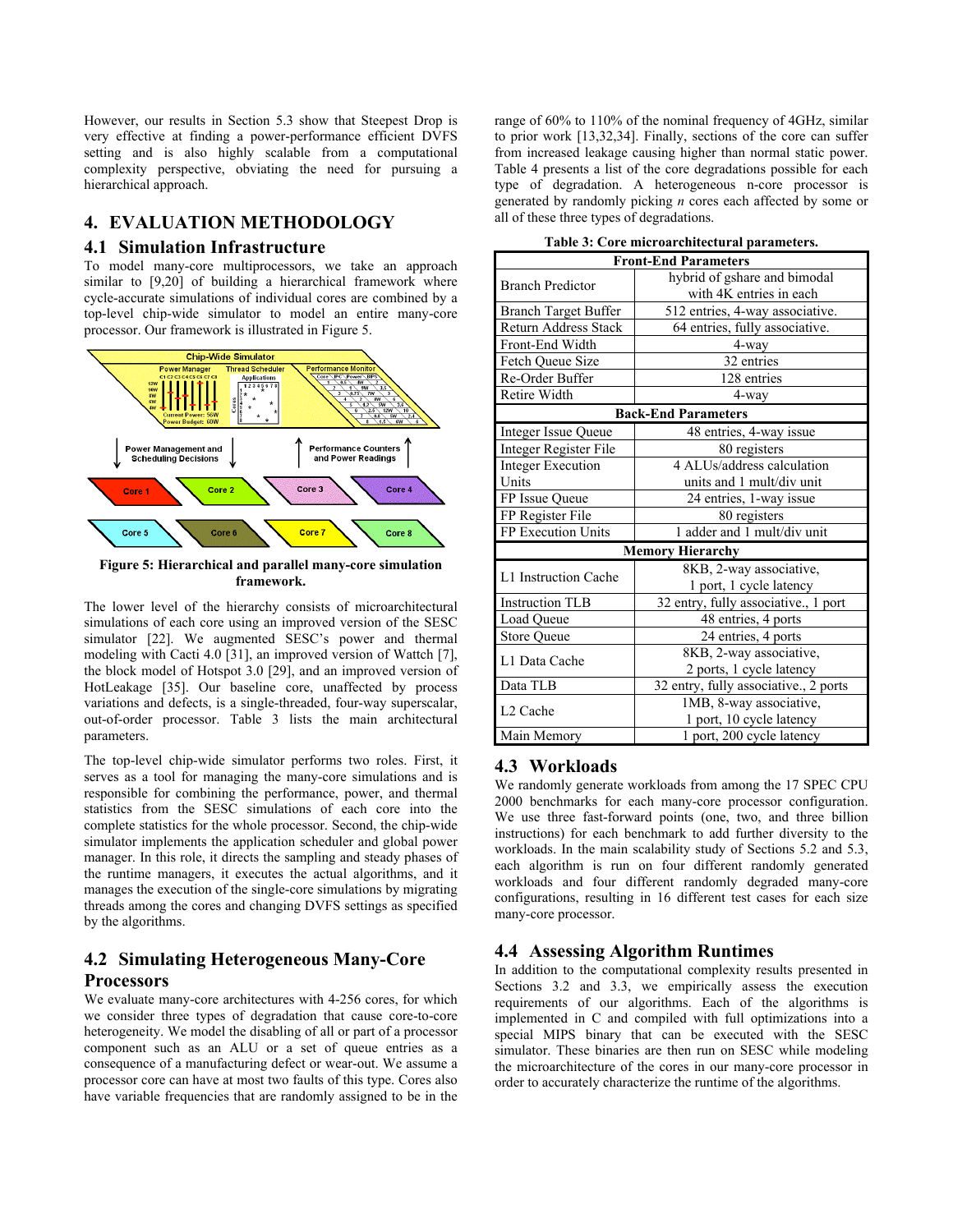However, our results in Section 5.3 show that Steepest Drop is very effective at finding a power-performance efficient DVFS setting and is also highly scalable from a computational complexity perspective, obviating the need for pursuing a hierarchical approach.

# 4. EVALUATION METHODOLOGY

## 4.1 Simulation Infrastructure

To model many-core multiprocessors, we take an approach similar to [9,20] of building a hierarchical framework where cycle-accurate simulations of individual cores are combined by a top-level chip-wide simulator to model an entire many-core processor. Our framework is illustrated in Figure 5.

**Figure 5: Hierarchical and parallel many-core simulation framework.**

The lower level of the hierarchy consists of microarchitectural simulations of each core using an improved version of the SESC simulator [22]. We augmented SESC's power and thermal modeling with Cacti 4.0 [31], an improved version of Wattch [7], the block model of Hotspot 3.0 [29], and an improved version of HotLeakage [35]. Our baseline core, unaffected by process variations and defects, is a single-threaded, four-way superscalar, out-of-order processor. Table 3 lists the main architectural parameters.

The top-level chip-wide simulator performs two roles. First, it serves as a tool for managing the many-core simulations and is responsible for combining the performance, power, and thermal statistics from the SESC simulations of each core into the complete statistics for the whole processor. Second, the chip-wide simulator implements the application scheduler and global power manager. In this role, it directs the sampling and steady phases of the runtime managers, it executes the actual algorithms, and it manages the execution of the single-core simulations by migrating threads among the cores and changing DVFS settings as specified by the algorithms.

## 4.2 Simulating Heterogeneous Many-Core Processors

We evaluate many-core architectures with 4-256 cores, for which we consider three types of degradation that cause core-to-core heterogeneity. We model the disabling of all or part of a processor component such as an ALU or a set of queue entries as a consequence of a manufacturing defect or wear-out. We assume a processor core can have at most two faults of this type. Cores also have variable frequencies that are randomly assigned to be in the range of 60% to 110% of the nominal frequency of 4GHz, similar to prior work [13,32,34]. Finally, sections of the core can suffer from increased leakage causing higher than normal static power. Table 4 presents a list of the core degradations possible for each type of degradation. A heterogeneous n-core processor is generated by randomly picking *n* cores each affected by some or all of these three types of degradations.

**Table 3: Core microarchitectural parameters.**

| Parameter | Value |
|---|---|
| **Front-End Parameters** | |
| Branch Predictor | hybrid of gshare and bimodal with 4K entries in each |
| Branch Target Buffer | 512 entries, 4-way associative. |
| Return Address Stack | 64 entries, fully associative. |
| Front-End Width | 4-way |
| Fetch Queue Size | 32 entries |
| Re-Order Buffer | 128 entries |
| Retire Width | 4-way |
| **Back-End Parameters** | |
| Integer Issue Queue | 48 entries, 4-way issue |
| Integer Register File | 80 registers |
| Integer Execution Units | 4 ALUs/address calculation units and 1 mult/div unit |
| FP Issue Queue | 24 entries, 1-way issue |
| FP Register File | 80 registers |
| FP Execution Units | 1 adder and 1 mult/div unit |
| **Memory Hierarchy** | |
| L1 Instruction Cache | 8KB, 2-way associative, 1 port, 1 cycle latency |
| Instruction TLB | 32 entry, fully associative., 1 port |
| Load Queue | 48 entries, 4 ports |
| Store Queue | 24 entries, 4 ports |
| L1 Data Cache | 8KB, 2-way associative, 2 ports, 1 cycle latency |
| Data TLB | 32 entry, fully associative., 2 ports |
| L2 Cache | 1MB, 8-way associative, 1 port, 10 cycle latency |
| Main Memory | 1 port, 200 cycle latency |

## 4.3 Workloads

We randomly generate workloads from among the 17 SPEC CPU 2000 benchmarks for each many-core processor configuration. We use three fast-forward points (one, two, and three billion instructions) for each benchmark to add further diversity to the workloads. In the main scalability study of Sections 5.2 and 5.3, each algorithm is run on four different randomly generated workloads and four different randomly degraded many-core configurations, resulting in 16 different test cases for each size many-core processor.

## 4.4 Assessing Algorithm Runtimes

In addition to the computational complexity results presented in Sections 3.2 and 3.3, we empirically assess the execution requirements of our algorithms. Each of the algorithms is implemented in C and compiled with full optimizations into a special MIPS binary that can be executed with the SESC simulator. These binaries are then run on SESC while modeling the microarchitecture of the cores in our many-core processor in order to accurately characterize the runtime of the algorithms.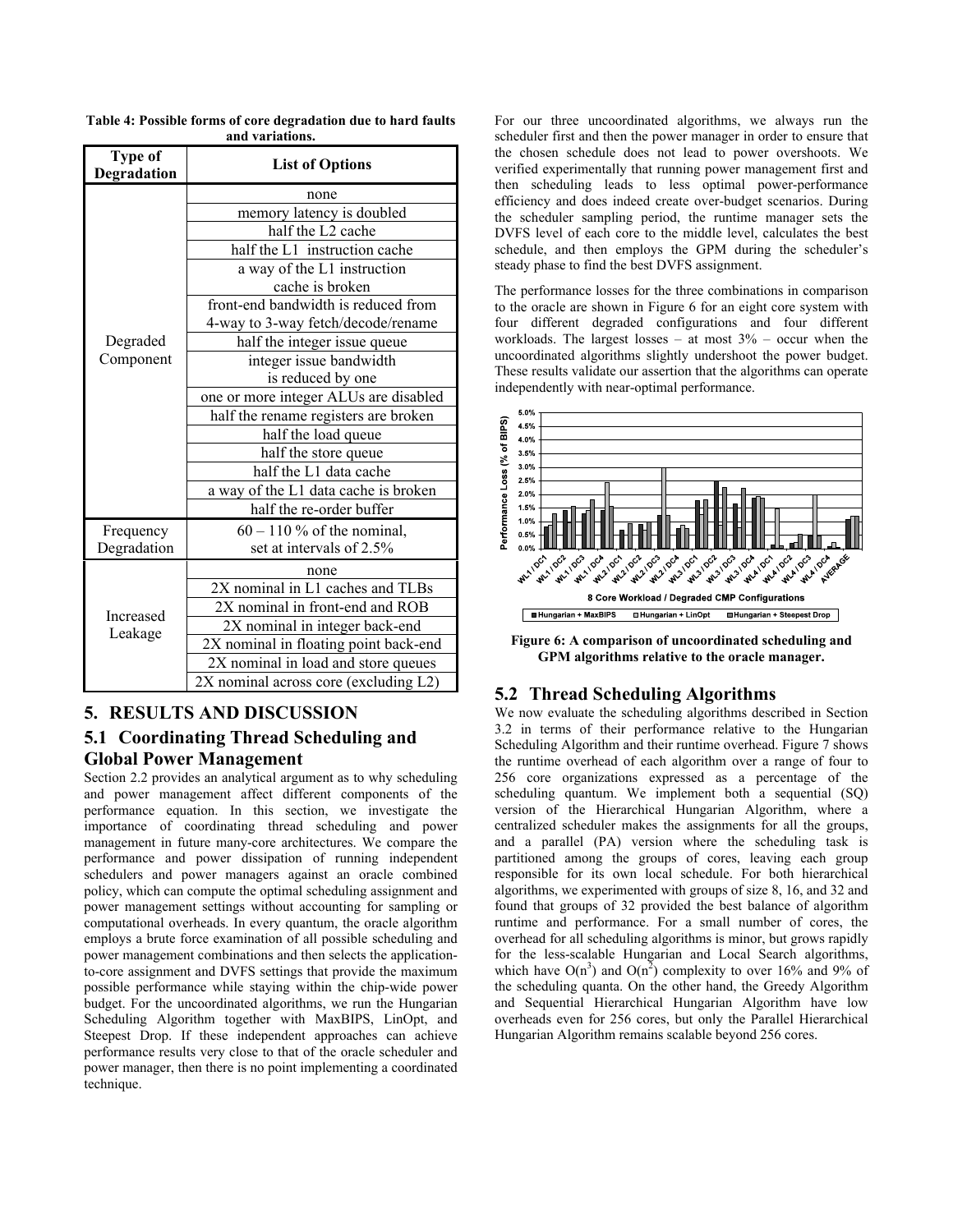**Table 4: Possible forms of core degradation due to hard faults and variations.**

| Type of Degradation | List of Options |
|---|---|
| Degraded Component | none |
| | memory latency is doubled |
| | half the L2 cache |
| | half the L1 instruction cache |
| | a way of the L1 instruction cache is broken |
| | front-end bandwidth is reduced from 4-way to 3-way fetch/decode/rename |
| | half the integer issue queue |
| | integer issue bandwidth is reduced by one |
| | one or more integer ALUs are disabled |
| | half the rename registers are broken |
| | half the load queue |
| | half the store queue |
| | half the L1 data cache |
| | a way of the L1 data cache is broken |
| | half the re-order buffer |
| Frequency Degradation | 60 – 110 % of the nominal, set at intervals of 2.5% |
| Increased Leakage | none |
| | 2X nominal in L1 caches and TLBs |
| | 2X nominal in front-end and ROB |
| | 2X nominal in integer back-end |
| | 2X nominal in floating point back-end |
| | 2X nominal in load and store queues |
| | 2X nominal across core (excluding L2) |

# 5. RESULTS AND DISCUSSION

## 5.1 Coordinating Thread Scheduling and Global Power Management

Section 2.2 provides an analytical argument as to why scheduling and power management affect different components of the performance equation. In this section, we investigate the importance of coordinating thread scheduling and power management in future many-core architectures. We compare the performance and power dissipation of running independent schedulers and power managers against an oracle combined policy, which can compute the optimal scheduling assignment and power management settings without accounting for sampling or computational overheads. In every quantum, the oracle algorithm employs a brute force examination of all possible scheduling and power management combinations and then selects the application-to-core assignment and DVFS settings that provide the maximum possible performance while staying within the chip-wide power budget. For the uncoordinated algorithms, we run the Hungarian Scheduling Algorithm together with MaxBIPS, LinOpt, and Steepest Drop. If these independent approaches can achieve performance results very close to that of the oracle scheduler and power manager, then there is no point implementing a coordinated technique.

For our three uncoordinated algorithms, we always run the scheduler first and then the power manager in order to ensure that the chosen schedule does not lead to power overshoots. We verified experimentally that running power management first and then scheduling leads to less optimal power-performance efficiency and does indeed create over-budget scenarios. During the scheduler sampling period, the runtime manager sets the DVFS level of each core to the middle level, calculates the best schedule, and then employs the GPM during the scheduler's steady phase to find the best DVFS assignment.

The performance losses for the three combinations in comparison to the oracle are shown in Figure 6 for an eight core system with four different degraded configurations and four different workloads. The largest losses – at most 3% – occur when the uncoordinated algorithms slightly undershoot the power budget. These results validate our assertion that the algorithms can operate independently with near-optimal performance.

**Figure 6: A comparison of uncoordinated scheduling and GPM algorithms relative to the oracle manager.**

## 5.2 Thread Scheduling Algorithms

We now evaluate the scheduling algorithms described in Section 3.2 in terms of their performance relative to the Hungarian Scheduling Algorithm and their runtime overhead. Figure 7 shows the runtime overhead of each algorithm over a range of four to 256 core organizations expressed as a percentage of the scheduling quantum. We implement both a sequential (SQ) version of the Hierarchical Hungarian Algorithm, where a centralized scheduler makes the assignments for all the groups, and a parallel (PA) version where the scheduling task is partitioned among the groups of cores, leaving each group responsible for its own local schedule. For both hierarchical algorithms, we experimented with groups of size 8, 16, and 32 and found that groups of 32 provided the best balance of algorithm runtime and performance. For a small number of cores, the overhead for all scheduling algorithms is minor, but grows rapidly for the less-scalable Hungarian and Local Search algorithms, which have $O(n^3)$ and $O(n^2)$ complexity to over 16% and 9% of the scheduling quanta. On the other hand, the Greedy Algorithm and Sequential Hierarchical Hungarian Algorithm have low overheads even for 256 cores, but only the Parallel Hierarchical Hungarian Algorithm remains scalable beyond 256 cores.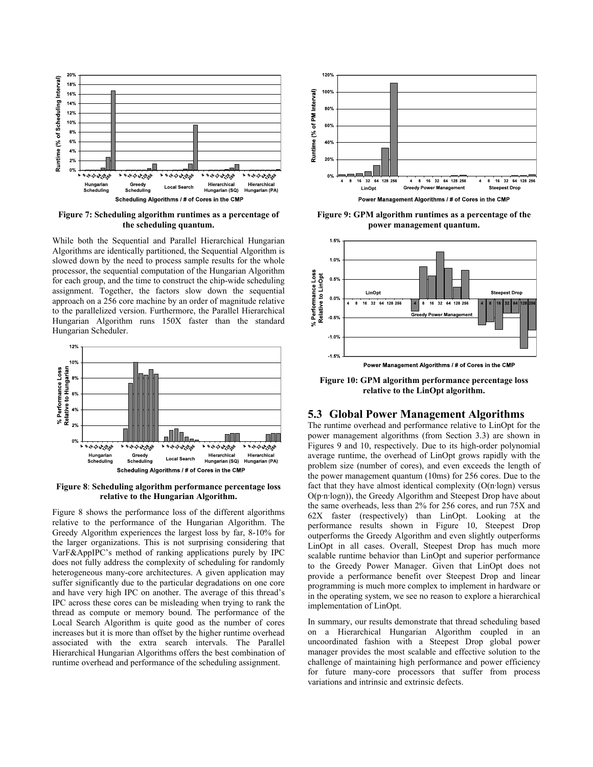**Figure 7: Scheduling algorithm runtimes as a percentage of the scheduling quantum.**

While both the Sequential and Parallel Hierarchical Hungarian Algorithms are identically partitioned, the Sequential Algorithm is slowed down by the need to process sample results for the whole processor, the sequential computation of the Hungarian Algorithm for each group, and the time to construct the chip-wide scheduling assignment. Together, the factors slow down the sequential approach on a 256 core machine by an order of magnitude relative to the parallelized version. Furthermore, the Parallel Hierarchical Hungarian Algorithm runs 150X faster than the standard Hungarian Scheduler.

**Figure 8**: **Scheduling algorithm performance percentage loss relative to the Hungarian Algorithm.**

Figure 8 shows the performance loss of the different algorithms relative to the performance of the Hungarian Algorithm. The Greedy Algorithm experiences the largest loss by far, 8-10% for the larger organizations. This is not surprising considering that VarF&AppIPC's method of ranking applications purely by IPC does not fully address the complexity of scheduling for randomly heterogeneous many-core architectures. A given application may suffer significantly due to the particular degradations on one core and have very high IPC on another. The average of this thread's IPC across these cores can be misleading when trying to rank the thread as compute or memory bound. The performance of the Local Search Algorithm is quite good as the number of cores increases but it is more than offset by the higher runtime overhead associated with the extra search intervals. The Parallel Hierarchical Hungarian Algorithms offers the best combination of runtime overhead and performance of the scheduling assignment.

**Figure 9: GPM algorithm runtimes as a percentage of the power management quantum.**

**Figure 10: GPM algorithm performance percentage loss relative to the LinOpt algorithm.**

## 5.3 Global Power Management Algorithms

The runtime overhead and performance relative to LinOpt for the power management algorithms (from Section 3.3) are shown in Figures 9 and 10, respectively. Due to its high-order polynomial average runtime, the overhead of LinOpt grows rapidly with the problem size (number of cores), and even exceeds the length of the power management quantum (10ms) for 256 cores. Due to the fact that they have almost identical complexity ($O(n \cdot \log n)$ versus $O(p \cdot n \cdot \log n)$), the Greedy Algorithm and Steepest Drop have about the same overheads, less than 2% for 256 cores, and run 75X and 62X faster (respectively) than LinOpt. Looking at the performance results shown in Figure 10, Steepest Drop outperforms the Greedy Algorithm and even slightly outperforms LinOpt in all cases. Overall, Steepest Drop has much more scalable runtime behavior than LinOpt and superior performance to the Greedy Power Manager. Given that LinOpt does not provide a performance benefit over Steepest Drop and linear programming is much more complex to implement in hardware or in the operating system, we see no reason to explore a hierarchical implementation of LinOpt.

In summary, our results demonstrate that thread scheduling based on a Hierarchical Hungarian Algorithm coupled in an uncoordinated fashion with a Steepest Drop global power manager provides the most scalable and effective solution to the challenge of maintaining high performance and power efficiency for future many-core processors that suffer from process variations and intrinsic and extrinsic defects.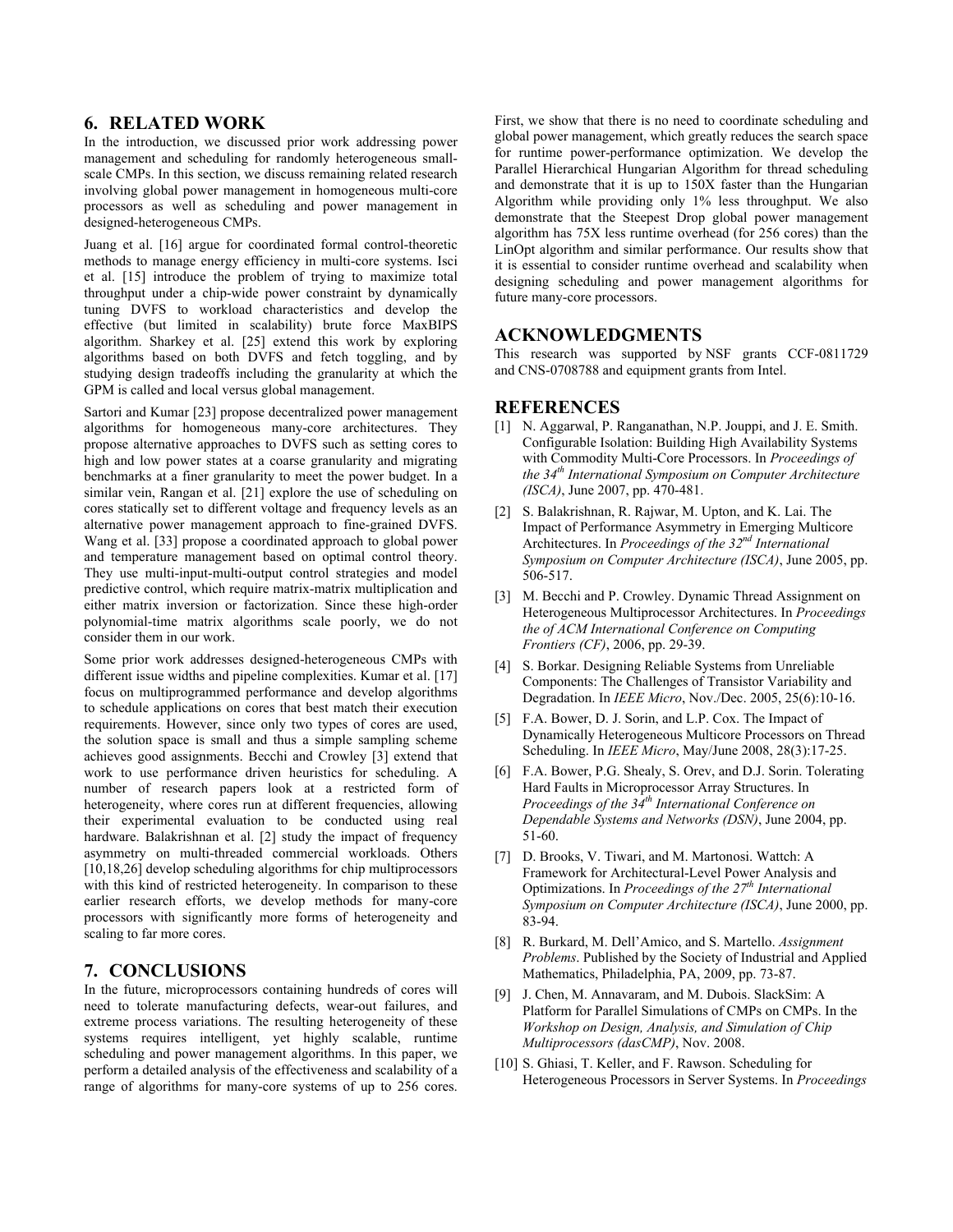## 6. RELATED WORK

In the introduction, we discussed prior work addressing power management and scheduling for randomly heterogeneous small-scale CMPs. In this section, we discuss remaining related research involving global power management in homogeneous multi-core processors as well as scheduling and power management in designed-heterogeneous CMPs.

Juang et al. [16] argue for coordinated formal control-theoretic methods to manage energy efficiency in multi-core systems. Isci et al. [15] introduce the problem of trying to maximize total throughput under a chip-wide power constraint by dynamically tuning DVFS to workload characteristics and develop the effective (but limited in scalability) brute force MaxBIPS algorithm. Sharkey et al. [25] extend this work by exploring algorithms based on both DVFS and fetch toggling, and by studying design tradeoffs including the granularity at which the GPM is called and local versus global management.

Sartori and Kumar [23] propose decentralized power management algorithms for homogeneous many-core architectures. They propose alternative approaches to DVFS such as setting cores to high and low power states at a coarse granularity and migrating benchmarks at a finer granularity to meet the power budget. In a similar vein, Rangan et al. [21] explore the use of scheduling on cores statically set to different voltage and frequency levels as an alternative power management approach to fine-grained DVFS. Wang et al. [33] propose a coordinated approach to global power and temperature management based on optimal control theory. They use multi-input-multi-output control strategies and model predictive control, which require matrix-matrix multiplication and either matrix inversion or factorization. Since these high-order polynomial-time matrix algorithms scale poorly, we do not consider them in our work.

Some prior work addresses designed-heterogeneous CMPs with different issue widths and pipeline complexities. Kumar et al. [17] focus on multiprogrammed performance and develop algorithms to schedule applications on cores that best match their execution requirements. However, since only two types of cores are used, the solution space is small and thus a simple sampling scheme achieves good assignments. Becchi and Crowley [3] extend that work to use performance driven heuristics for scheduling. A number of research papers look at a restricted form of heterogeneity, where cores run at different frequencies, allowing their experimental evaluation to be conducted using real hardware. Balakrishnan et al. [2] study the impact of frequency asymmetry on multi-threaded commercial workloads. Others [10,18,26] develop scheduling algorithms for chip multiprocessors with this kind of restricted heterogeneity. In comparison to these earlier research efforts, we develop methods for many-core processors with significantly more forms of heterogeneity and scaling to far more cores.

## 7. CONCLUSIONS

In the future, microprocessors containing hundreds of cores will need to tolerate manufacturing defects, wear-out failures, and extreme process variations. The resulting heterogeneity of these systems requires intelligent, yet highly scalable, runtime scheduling and power management algorithms. In this paper, we perform a detailed analysis of the effectiveness and scalability of a range of algorithms for many-core systems of up to 256 cores. First, we show that there is no need to coordinate scheduling and global power management, which greatly reduces the search space for runtime power-performance optimization. We develop the Parallel Hierarchical Hungarian Algorithm for thread scheduling and demonstrate that it is up to 150X faster than the Hungarian Algorithm while providing only 1% less throughput. We also demonstrate that the Steepest Drop global power management algorithm has 75X less runtime overhead (for 256 cores) than the LinOpt algorithm and similar performance. Our results show that it is essential to consider runtime overhead and scalability when designing scheduling and power management algorithms for future many-core processors.

## ACKNOWLEDGMENTS

This research was supported by NSF grants CCF-0811729 and CNS-0708788 and equipment grants from Intel.

## REFERENCES

[1] N. Aggarwal, P. Ranganathan, N.P. Jouppi, and J. E. Smith. Configurable Isolation: Building High Availability Systems with Commodity Multi-Core Processors. In *Proceedings of the 34th International Symposium on Computer Architecture (ISCA)*, June 2007, pp. 470-481.

[2] S. Balakrishnan, R. Rajwar, M. Upton, and K. Lai. The Impact of Performance Asymmetry in Emerging Multicore Architectures. In *Proceedings of the 32nd International Symposium on Computer Architecture (ISCA)*, June 2005, pp. 506-517.

[3] M. Becchi and P. Crowley. Dynamic Thread Assignment on Heterogeneous Multiprocessor Architectures. In *Proceedings the of ACM International Conference on Computing Frontiers (CF)*, 2006, pp. 29-39.

[4] S. Borkar. Designing Reliable Systems from Unreliable Components: The Challenges of Transistor Variability and Degradation. In *IEEE Micro*, Nov./Dec. 2005, 25(6):10-16.

[5] F.A. Bower, D. J. Sorin, and L.P. Cox. The Impact of Dynamically Heterogeneous Multicore Processors on Thread Scheduling. In *IEEE Micro*, May/June 2008, 28(3):17-25.

[6] F.A. Bower, P.G. Shealy, S. Orev, and D.J. Sorin. Tolerating Hard Faults in Microprocessor Array Structures. In *Proceedings of the 34th International Conference on Dependable Systems and Networks (DSN)*, June 2004, pp. 51-60.

[7] D. Brooks, V. Tiwari, and M. Martonosi. Wattch: A Framework for Architectural-Level Power Analysis and Optimizations. In *Proceedings of the 27th International Symposium on Computer Architecture (ISCA)*, June 2000, pp. 83-94.

[8] R. Burkard, M. Dell'Amico, and S. Martello. *Assignment Problems*. Published by the Society of Industrial and Applied Mathematics, Philadelphia, PA, 2009, pp. 73-87.

[9] J. Chen, M. Annavaram, and M. Dubois. SlackSim: A Platform for Parallel Simulations of CMPs on CMPs. In the *Workshop on Design, Analysis, and Simulation of Chip Multiprocessors (dasCMP)*, Nov. 2008.

[10] S. Ghiasi, T. Keller, and F. Rawson. Scheduling for Heterogeneous Processors in Server Systems. In *Proceedings*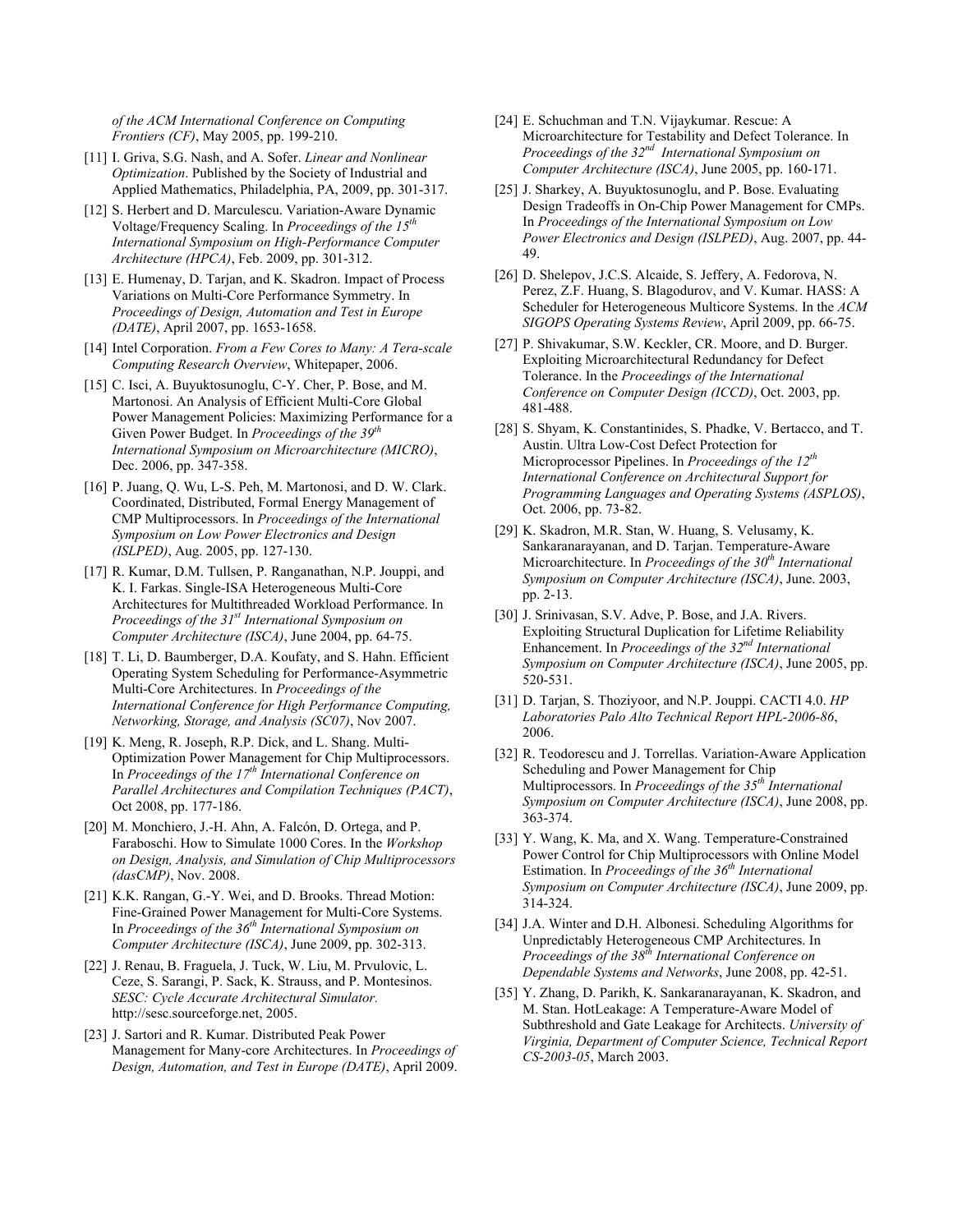*of the ACM International Conference on Computing Frontiers (CF)*, May 2005, pp. 199-210.

[11] I. Griva, S.G. Nash, and A. Sofer. *Linear and Nonlinear Optimization*. Published by the Society of Industrial and Applied Mathematics, Philadelphia, PA, 2009, pp. 301-317.

[12] S. Herbert and D. Marculescu. Variation-Aware Dynamic Voltage/Frequency Scaling. In *Proceedings of the 15th International Symposium on High-Performance Computer Architecture (HPCA)*, Feb. 2009, pp. 301-312.

[13] E. Humenay, D. Tarjan, and K. Skadron. Impact of Process Variations on Multi-Core Performance Symmetry. In *Proceedings of Design, Automation and Test in Europe (DATE)*, April 2007, pp. 1653-1658.

[14] Intel Corporation. *From a Few Cores to Many: A Tera-scale Computing Research Overview*, Whitepaper, 2006.

[15] C. Isci, A. Buyuktosunoglu, C-Y. Cher, P. Bose, and M. Martonosi. An Analysis of Efficient Multi-Core Global Power Management Policies: Maximizing Performance for a Given Power Budget. In *Proceedings of the 39th International Symposium on Microarchitecture (MICRO)*, Dec. 2006, pp. 347-358.

[16] P. Juang, Q. Wu, L-S. Peh, M. Martonosi, and D. W. Clark. Coordinated, Distributed, Formal Energy Management of CMP Multiprocessors. In *Proceedings of the International Symposium on Low Power Electronics and Design (ISLPED)*, Aug. 2005, pp. 127-130.

[17] R. Kumar, D.M. Tullsen, P. Ranganathan, N.P. Jouppi, and K. I. Farkas. Single-ISA Heterogeneous Multi-Core Architectures for Multithreaded Workload Performance. In *Proceedings of the 31st International Symposium on Computer Architecture (ISCA)*, June 2004, pp. 64-75.

[18] T. Li, D. Baumberger, D.A. Koufaty, and S. Hahn. Efficient Operating System Scheduling for Performance-Asymmetric Multi-Core Architectures. In *Proceedings of the International Conference for High Performance Computing, Networking, Storage, and Analysis (SC07)*, Nov 2007.

[19] K. Meng, R. Joseph, R.P. Dick, and L. Shang. Multi-Optimization Power Management for Chip Multiprocessors. In *Proceedings of the 17th International Conference on Parallel Architectures and Compilation Techniques (PACT)*, Oct 2008, pp. 177-186.

[20] M. Monchiero, J.-H. Ahn, A. Falcón, D. Ortega, and P. Faraboschi. How to Simulate 1000 Cores. In the *Workshop on Design, Analysis, and Simulation of Chip Multiprocessors (dasCMP)*, Nov. 2008.

[21] K.K. Rangan, G.-Y. Wei, and D. Brooks. Thread Motion: Fine-Grained Power Management for Multi-Core Systems. In *Proceedings of the 36th International Symposium on Computer Architecture (ISCA)*, June 2009, pp. 302-313.

[22] J. Renau, B. Fraguela, J. Tuck, W. Liu, M. Prvulovic, L. Ceze, S. Sarangi, P. Sack, K. Strauss, and P. Montesinos. *SESC: Cycle Accurate Architectural Simulator.* http://sesc.sourceforge.net, 2005.

[23] J. Sartori and R. Kumar. Distributed Peak Power Management for Many-core Architectures. In *Proceedings of Design, Automation, and Test in Europe (DATE)*, April 2009.

[24] E. Schuchman and T.N. Vijaykumar. Rescue: A Microarchitecture for Testability and Defect Tolerance. In *Proceedings of the 32nd International Symposium on Computer Architecture (ISCA)*, June 2005, pp. 160-171.

[25] J. Sharkey, A. Buyuktosunoglu, and P. Bose. Evaluating Design Tradeoffs in On-Chip Power Management for CMPs. In *Proceedings of the International Symposium on Low Power Electronics and Design (ISLPED)*, Aug. 2007, pp. 44-49.

[26] D. Shelepov, J.C.S. Alcaide, S. Jeffery, A. Fedorova, N. Perez, Z.F. Huang, S. Blagodurov, and V. Kumar. HASS: A Scheduler for Heterogeneous Multicore Systems. In the *ACM SIGOPS Operating Systems Review*, April 2009, pp. 66-75.

[27] P. Shivakumar, S.W. Keckler, CR. Moore, and D. Burger. Exploiting Microarchitectural Redundancy for Defect Tolerance. In the *Proceedings of the International Conference on Computer Design (ICCD)*, Oct. 2003, pp. 481-488.

[28] S. Shyam, K. Constantinides, S. Phadke, V. Bertacco, and T. Austin. Ultra Low-Cost Defect Protection for Microprocessor Pipelines. In *Proceedings of the 12th International Conference on Architectural Support for Programming Languages and Operating Systems (ASPLOS)*, Oct. 2006, pp. 73-82.

[29] K. Skadron, M.R. Stan, W. Huang, S. Velusamy, K. Sankaranarayanan, and D. Tarjan. Temperature-Aware Microarchitecture. In *Proceedings of the 30th International Symposium on Computer Architecture (ISCA)*, June. 2003, pp. 2-13.

[30] J. Srinivasan, S.V. Adve, P. Bose, and J.A. Rivers. Exploiting Structural Duplication for Lifetime Reliability Enhancement. In *Proceedings of the 32nd International Symposium on Computer Architecture (ISCA)*, June 2005, pp. 520-531.

[31] D. Tarjan, S. Thoziyoor, and N.P. Jouppi. CACTI 4.0. *HP Laboratories Palo Alto Technical Report HPL-2006-86*, 2006.

[32] R. Teodorescu and J. Torrellas. Variation-Aware Application Scheduling and Power Management for Chip Multiprocessors. In *Proceedings of the 35th International Symposium on Computer Architecture (ISCA)*, June 2008, pp. 363-374.

[33] Y. Wang, K. Ma, and X. Wang. Temperature-Constrained Power Control for Chip Multiprocessors with Online Model Estimation. In *Proceedings of the 36th International Symposium on Computer Architecture (ISCA)*, June 2009, pp. 314-324.

[34] J.A. Winter and D.H. Albonesi. Scheduling Algorithms for Unpredictably Heterogeneous CMP Architectures. In *Proceedings of the 38th International Conference on Dependable Systems and Networks*, June 2008, pp. 42-51.

[35] Y. Zhang, D. Parikh, K. Sankaranarayanan, K. Skadron, and M. Stan. HotLeakage: A Temperature-Aware Model of Subthreshold and Gate Leakage for Architects. *University of Virginia, Department of Computer Science, Technical Report CS-2003-05*, March 2003.